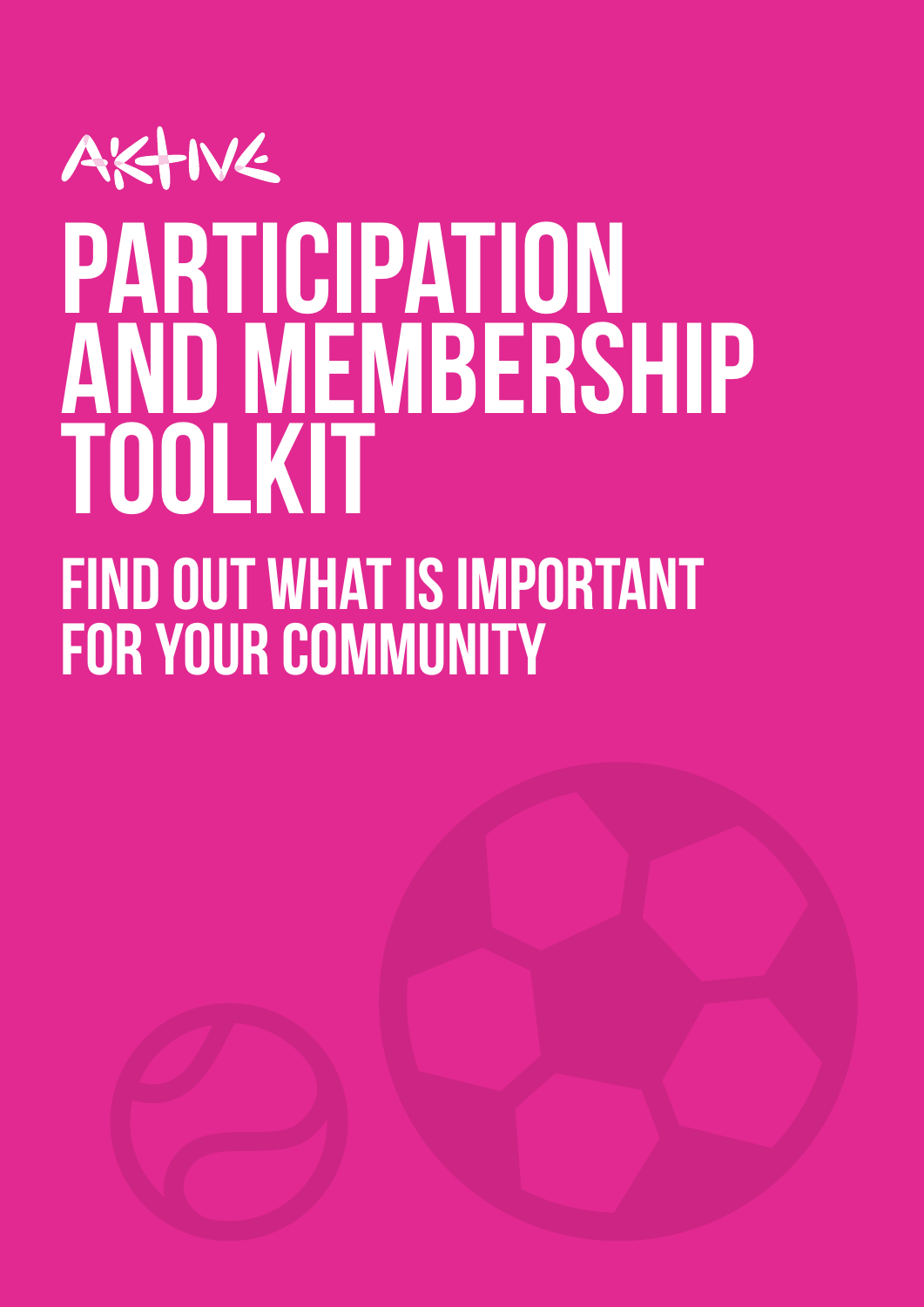AKTIVE

# PARTICIPATION AND MEMBERSHIP TOOLKIT

## FIND OUT WHAT IS IMPORTANT FOR YOUR COMMUNITY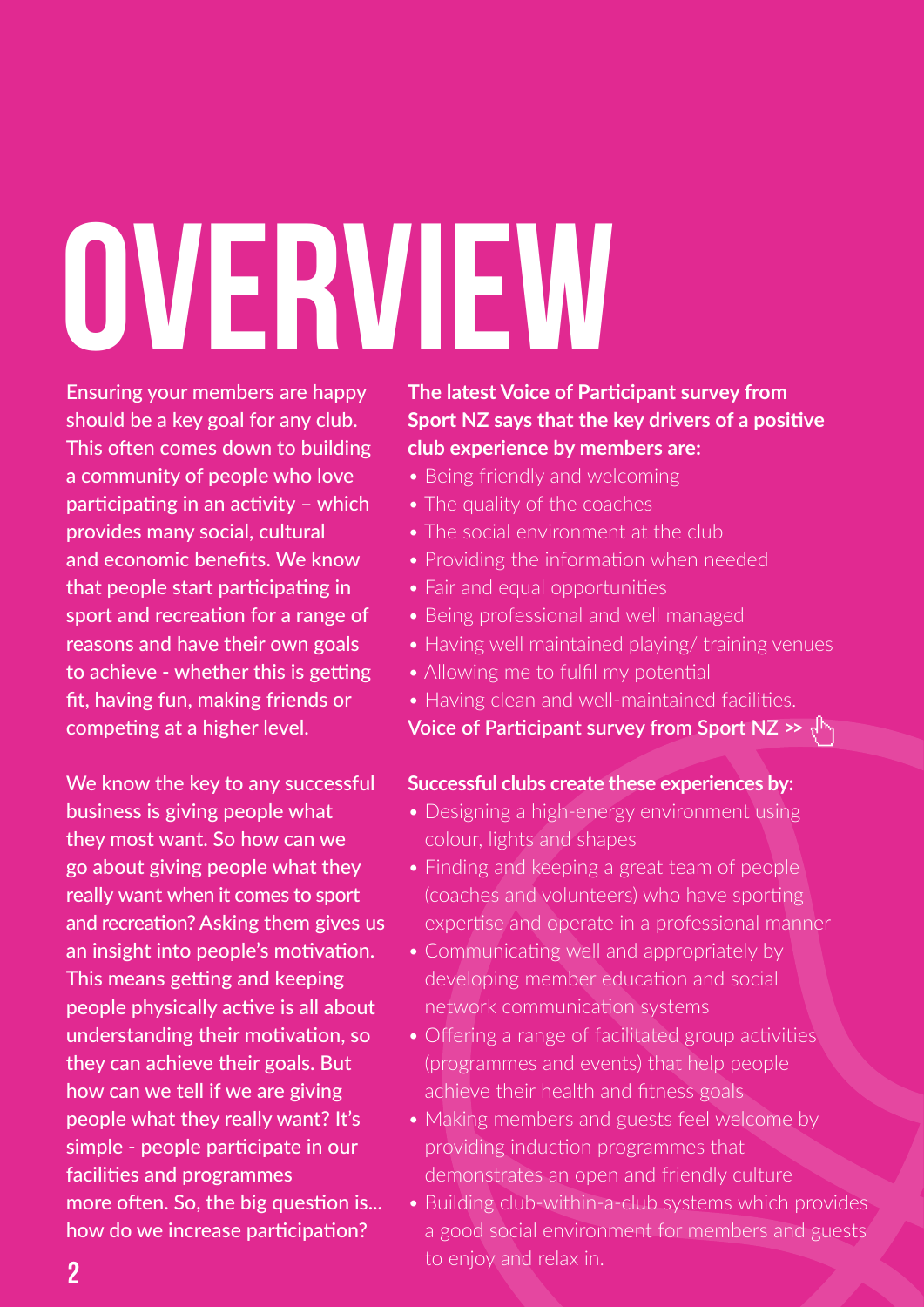# OVERVIEW

Ensuring your members are happy should be a key goal for any club. This often comes down to building a community of people who love participating in an activity – which provides many social, cultural and economic benefits. We know that people start participating in sport and recreation for a range of reasons and have their own goals to achieve - whether this is getting fit, having fun, making friends or competing at a higher level.

We know the key to any successful business is giving people what they most want. So how can we go about giving people what they really want when it comes to sport and recreation? Asking them gives us an insight into people's motivation. This means getting and keeping people physically active is all about understanding their motivation, so they can achieve their goals. But how can we tell if we are giving people what they really want? It's simple - people participate in our facilities and programmes more often. So, the big question is... how do we increase participation?

**The latest Voice of Participant survey from Sport NZ says that the key drivers of a positive club experience by members are:**

- Being friendly and welcoming
- The quality of the coaches
- The social environment at the club
- Providing the information when needed
- Fair and equal opportunities
- Being professional and well managed
- Having well maintained playing/ training venues
- Allowing me to fulfil my potential
- Having clean and well-maintained facilities.

**Voice of Participant survey from Sport NZ >>**

**Successful clubs create these experiences by:**

- Designing a high-energy environment using colour, lights and shapes
- Finding and keeping a great team of people (coaches and volunteers) who have sporting expertise and operate in a professional manner
- Communicating well and appropriately by developing member education and social network communication systems
- Offering a range of facilitated group activities (programmes and events) that help people achieve their health and fitness goals
- Making members and guests feel welcome by providing induction programmes that demonstrates an open and friendly culture
- Building club-within-a-club systems which provides a good social environment for members and guests to enjoy and relax in.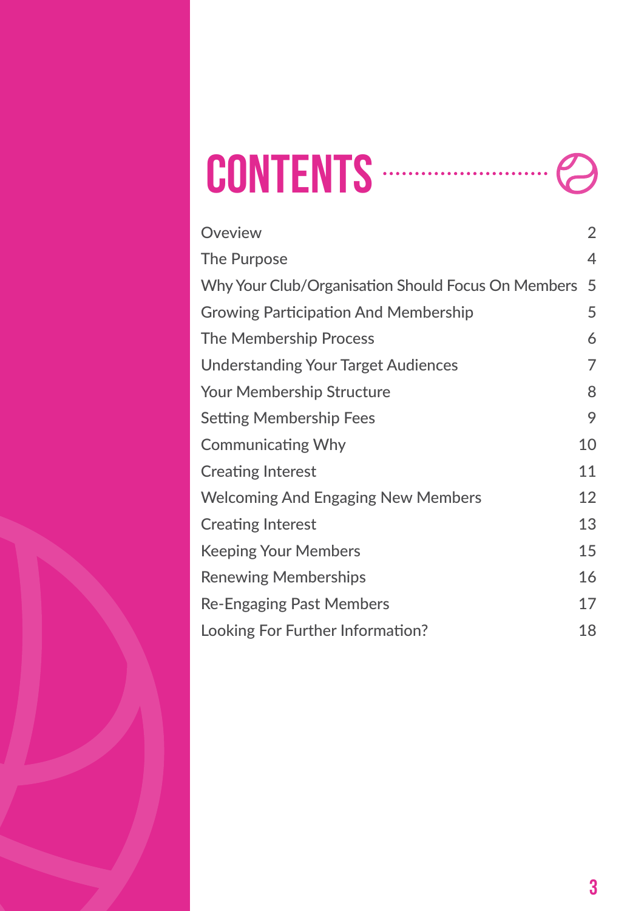# CONTENTS

| | |
|---|---|
| Oveview | 2 |
| The Purpose | 4 |
| Why Your Club/Organisation Should Focus On Members | 5 |
| Growing Participation And Membership | 5 |
| The Membership Process | 6 |
| Understanding Your Target Audiences | 7 |
| Your Membership Structure | 8 |
| Setting Membership Fees | 9 |
| Communicating Why | 10 |
| Creating Interest | 11 |
| Welcoming And Engaging New Members | 12 |
| Creating Interest | 13 |
| Keeping Your Members | 15 |
| Renewing Memberships | 16 |
| Re-Engaging Past Members | 17 |
| Looking For Further Information? | 18 |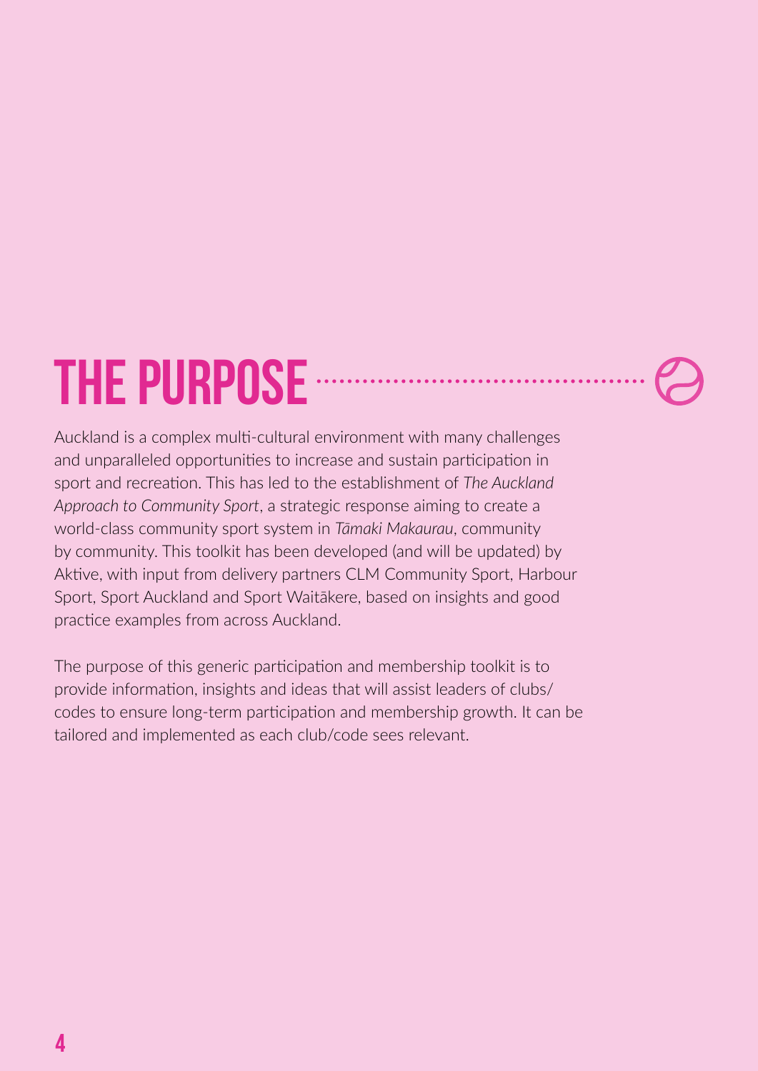# THE PURPOSE

Auckland is a complex multi-cultural environment with many challenges and unparalleled opportunities to increase and sustain participation in sport and recreation. This has led to the establishment of *The Auckland Approach to Community Sport*, a strategic response aiming to create a world-class community sport system in *Tāmaki Makaurau*, community by community. This toolkit has been developed (and will be updated) by Aktive, with input from delivery partners CLM Community Sport, Harbour Sport, Sport Auckland and Sport Waitākere, based on insights and good practice examples from across Auckland.

The purpose of this generic participation and membership toolkit is to provide information, insights and ideas that will assist leaders of clubs/codes to ensure long-term participation and membership growth. It can be tailored and implemented as each club/code sees relevant.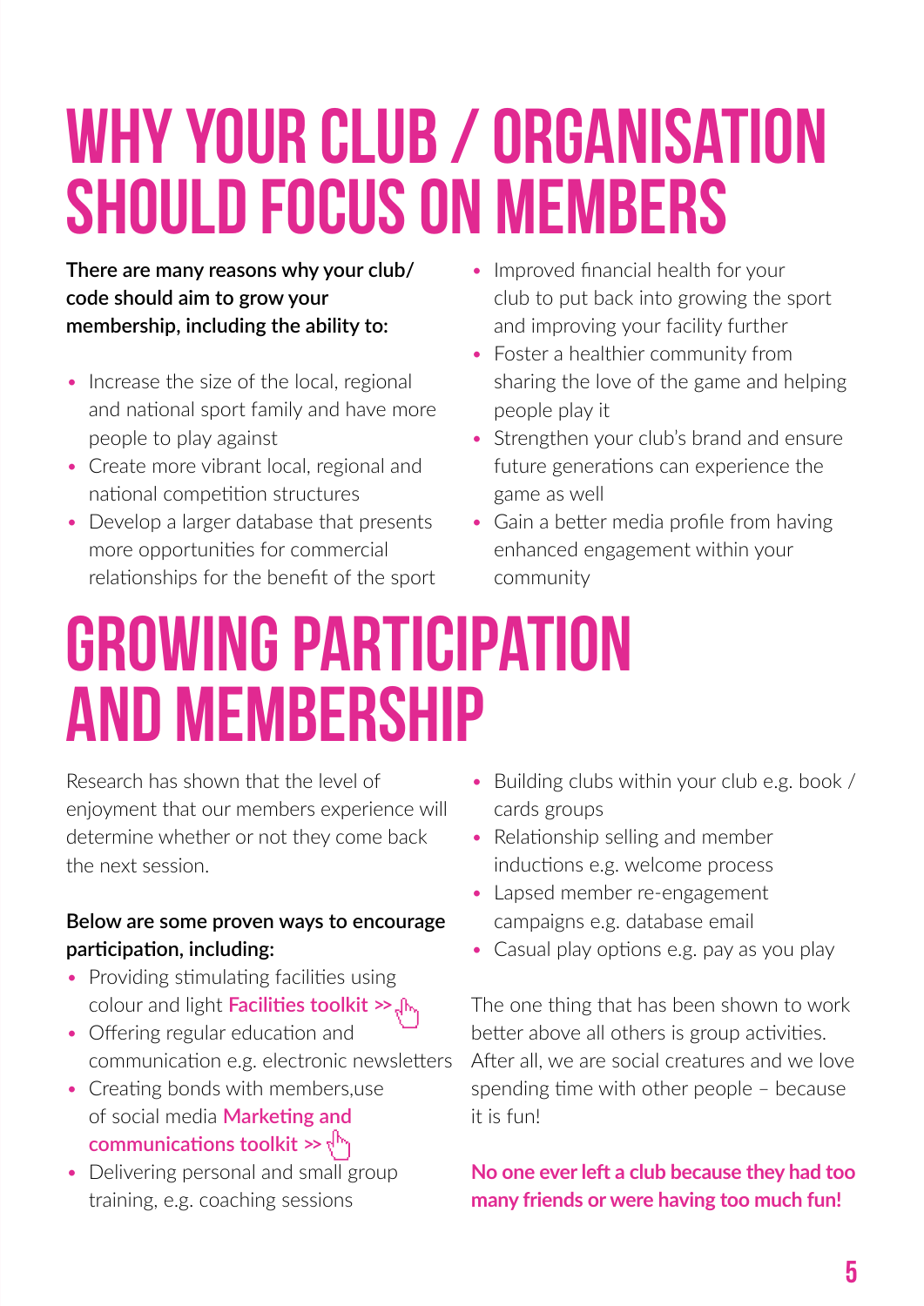# WHY YOUR CLUB / ORGANISATION SHOULD FOCUS ON MEMBERS

**There are many reasons why your club/ code should aim to grow your membership, including the ability to:**

- Increase the size of the local, regional and national sport family and have more people to play against
- Create more vibrant local, regional and national competition structures
- Develop a larger database that presents more opportunities for commercial relationships for the benefit of the sport
- Improved financial health for your club to put back into growing the sport and improving your facility further
- Foster a healthier community from sharing the love of the game and helping people play it
- Strengthen your club's brand and ensure future generations can experience the game as well
- Gain a better media profile from having enhanced engagement within your community

# GROWING PARTICIPATION AND MEMBERSHIP

Research has shown that the level of enjoyment that our members experience will determine whether or not they come back the next session.

**Below are some proven ways to encourage participation, including:**

- Providing stimulating facilities using colour and light **Facilities toolkit >>**
- Offering regular education and communication e.g. electronic newsletters
- Creating bonds with members,use of social media **Marketing and communications toolkit >>**
- Delivering personal and small group training, e.g. coaching sessions
- Building clubs within your club e.g. book / cards groups
- Relationship selling and member inductions e.g. welcome process
- Lapsed member re-engagement campaigns e.g. database email
- Casual play options e.g. pay as you play

The one thing that has been shown to work better above all others is group activities. After all, we are social creatures and we love spending time with other people – because it is fun!

**No one ever left a club because they had too many friends or were having too much fun!**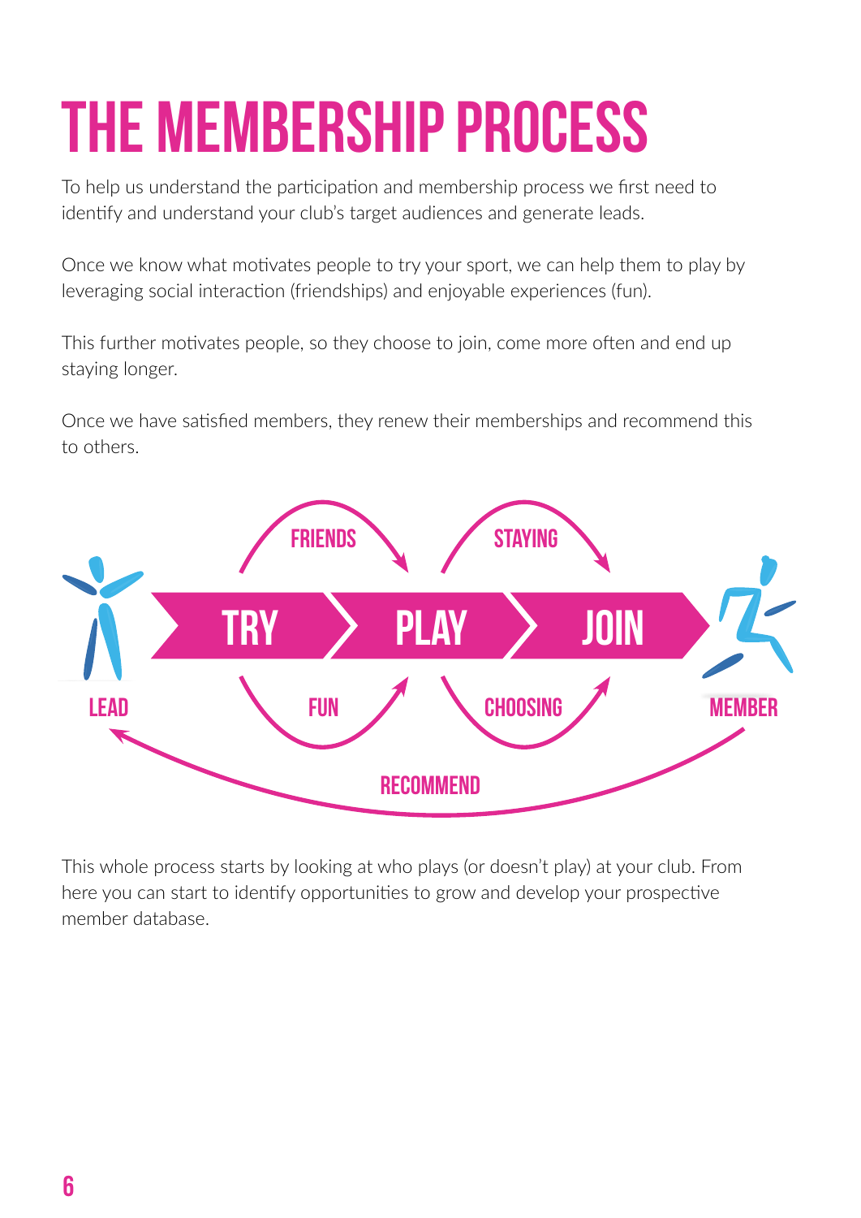# THE MEMBERSHIP PROCESS

To help us understand the participation and membership process we first need to identify and understand your club's target audiences and generate leads.

Once we know what motivates people to try your sport, we can help them to play by leveraging social interaction (friendships) and enjoyable experiences (fun).

This further motivates people, so they choose to join, come more often and end up staying longer.

Once we have satisfied members, they renew their memberships and recommend this to others.

FRIENDS STAYING

LEAD TRY PLAY JOIN MEMBER

FUN CHOOSING

RECOMMEND

This whole process starts by looking at who plays (or doesn't play) at your club. From here you can start to identify opportunities to grow and develop your prospective member database.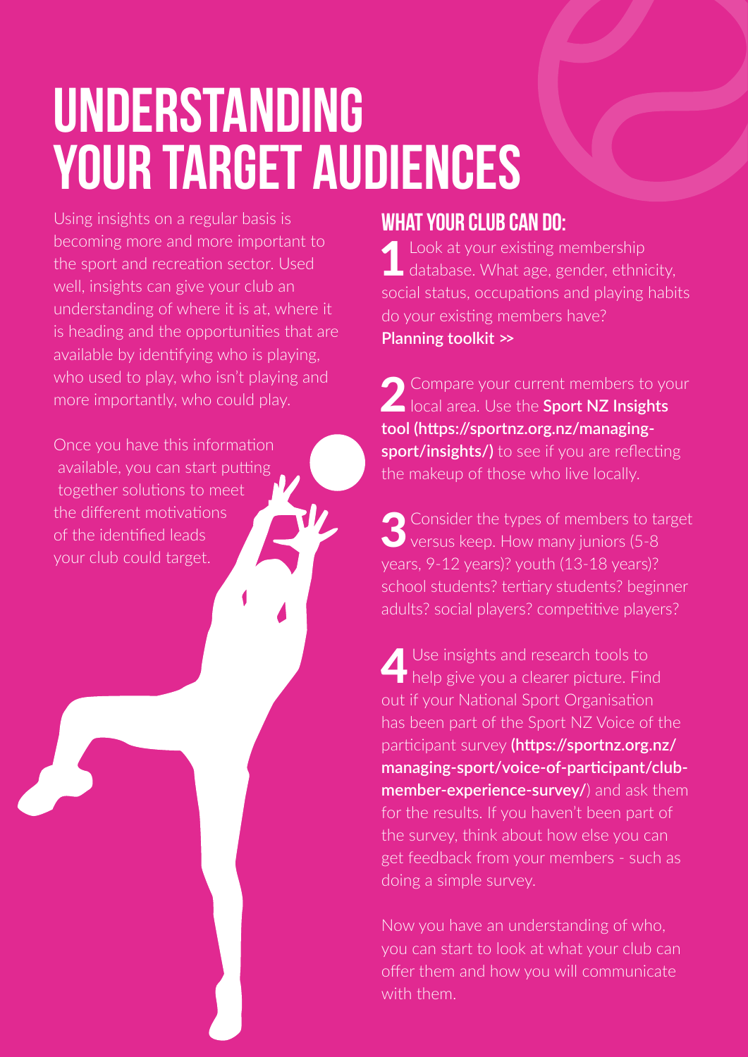# UNDERSTANDING YOUR TARGET AUDIENCES

Using insights on a regular basis is becoming more and more important to the sport and recreation sector. Used well, insights can give your club an understanding of where it is at, where it is heading and the opportunities that are available by identifying who is playing, who used to play, who isn't playing and more importantly, who could play.

Once you have this information available, you can start putting together solutions to meet the different motivations of the identified leads your club could target.

## WHAT YOUR CLUB CAN DO:

1. Look at your existing membership database. What age, gender, ethnicity, social status, occupations and playing habits do your existing members have?
   **Planning toolkit >>**

2. Compare your current members to your local area. Use the **Sport NZ Insights tool (https://sportnz.org.nz/managing-sport/insights/)** to see if you are reflecting the makeup of those who live locally.

3. Consider the types of members to target versus keep. How many juniors (5-8 years, 9-12 years)? youth (13-18 years)? school students? tertiary students? beginner adults? social players? competitive players?

4. Use insights and research tools to help give you a clearer picture. Find out if your National Sport Organisation has been part of the Sport NZ Voice of the participant survey **(https://sportnz.org.nz/managing-sport/voice-of-participant/club-member-experience-survey/)** and ask them for the results. If you haven't been part of the survey, think about how else you can get feedback from your members - such as doing a simple survey.

Now you have an understanding of who, you can start to look at what your club can offer them and how you will communicate with them.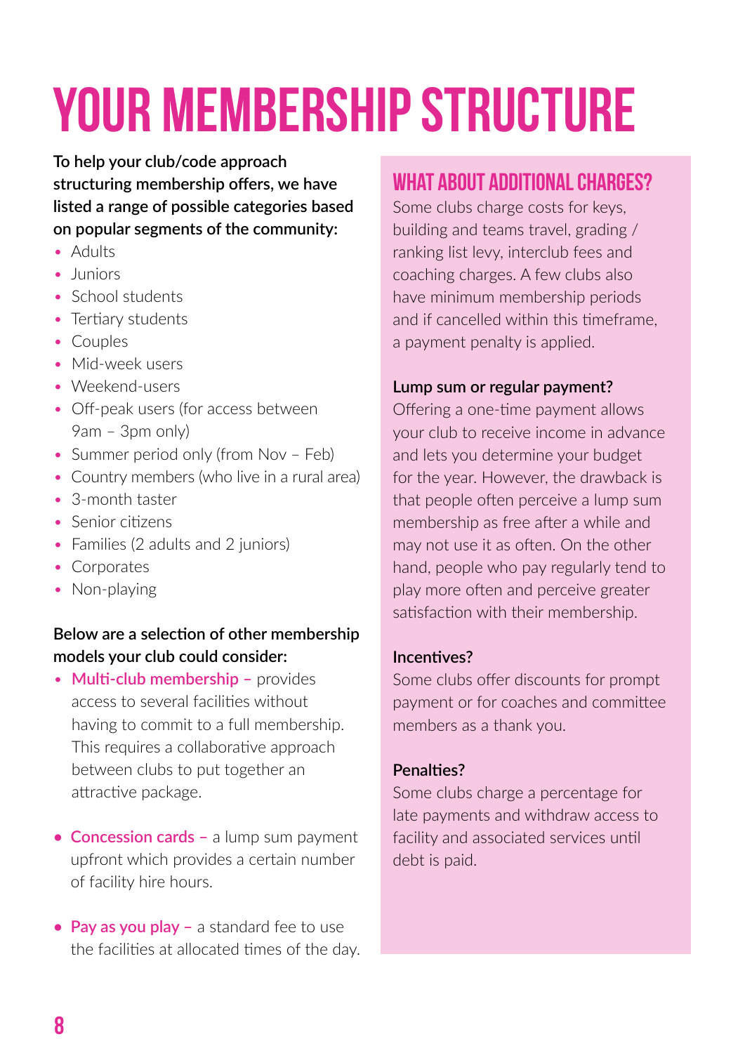# YOUR MEMBERSHIP STRUCTURE

**To help your club/code approach structuring membership offers, we have listed a range of possible categories based on popular segments of the community:**

- Adults
- Juniors
- School students
- Tertiary students
- Couples
- Mid-week users
- Weekend-users
- Off-peak users (for access between 9am – 3pm only)
- Summer period only (from Nov – Feb)
- Country members (who live in a rural area)
- 3-month taster
- Senior citizens
- Families (2 adults and 2 juniors)
- Corporates
- Non-playing

**Below are a selection of other membership models your club could consider:**

- **Multi-club membership –** provides access to several facilities without having to commit to a full membership. This requires a collaborative approach between clubs to put together an attractive package.
- **Concession cards –** a lump sum payment upfront which provides a certain number of facility hire hours.
- **Pay as you play –** a standard fee to use the facilities at allocated times of the day.

## WHAT ABOUT ADDITIONAL CHARGES?

Some clubs charge costs for keys, building and teams travel, grading / ranking list levy, interclub fees and coaching charges. A few clubs also have minimum membership periods and if cancelled within this timeframe, a payment penalty is applied.

**Lump sum or regular payment?**

Offering a one-time payment allows your club to receive income in advance and lets you determine your budget for the year. However, the drawback is that people often perceive a lump sum membership as free after a while and may not use it as often. On the other hand, people who pay regularly tend to play more often and perceive greater satisfaction with their membership.

**Incentives?**

Some clubs offer discounts for prompt payment or for coaches and committee members as a thank you.

**Penalties?**

Some clubs charge a percentage for late payments and withdraw access to facility and associated services until debt is paid.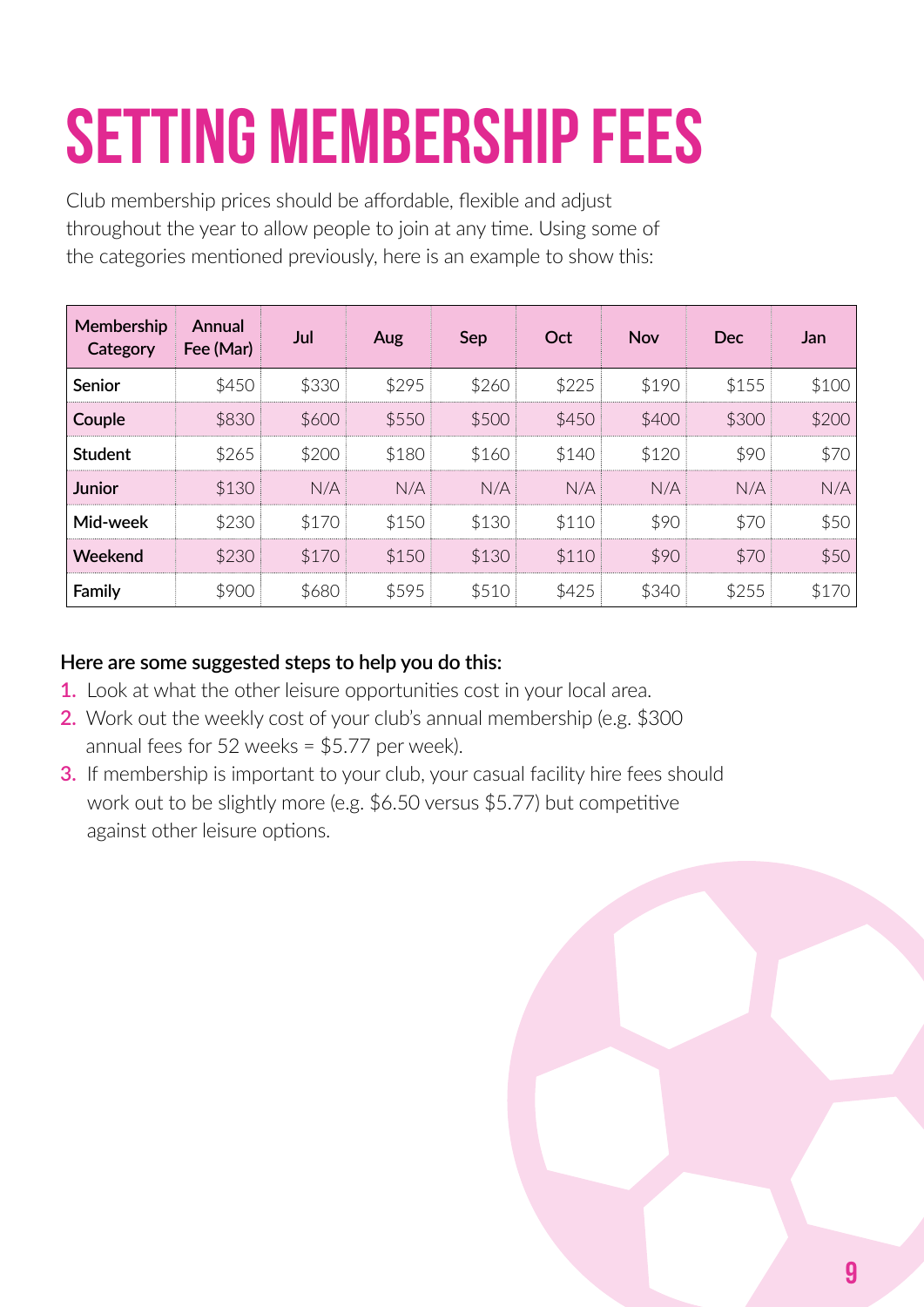# SETTING MEMBERSHIP FEES

Club membership prices should be affordable, flexible and adjust throughout the year to allow people to join at any time. Using some of the categories mentioned previously, here is an example to show this:

| Membership Category | Annual Fee (Mar) | Jul | Aug | Sep | Oct | Nov | Dec | Jan |
|---|---|---|---|---|---|---|---|---|
| Senior | $450 | $330 | $295 | $260 | $225 | $190 | $155 | $100 |
| Couple | $830 | $600 | $550 | $500 | $450 | $400 | $300 | $200 |
| Student | $265 | $200 | $180 | $160 | $140 | $120 | $90 | $70 |
| Junior | $130 | N/A | N/A | N/A | N/A | N/A | N/A | N/A |
| Mid-week | $230 | $170 | $150 | $130 | $110 | $90 | $70 | $50 |
| Weekend | $230 | $170 | $150 | $130 | $110 | $90 | $70 | $50 |
| Family | $900 | $680 | $595 | $510 | $425 | $340 | $255 | $170 |

**Here are some suggested steps to help you do this:**

1. Look at what the other leisure opportunities cost in your local area.
2. Work out the weekly cost of your club's annual membership (e.g. $300 annual fees for 52 weeks = $5.77 per week).
3. If membership is important to your club, your casual facility hire fees should work out to be slightly more (e.g. $6.50 versus $5.77) but competitive against other leisure options.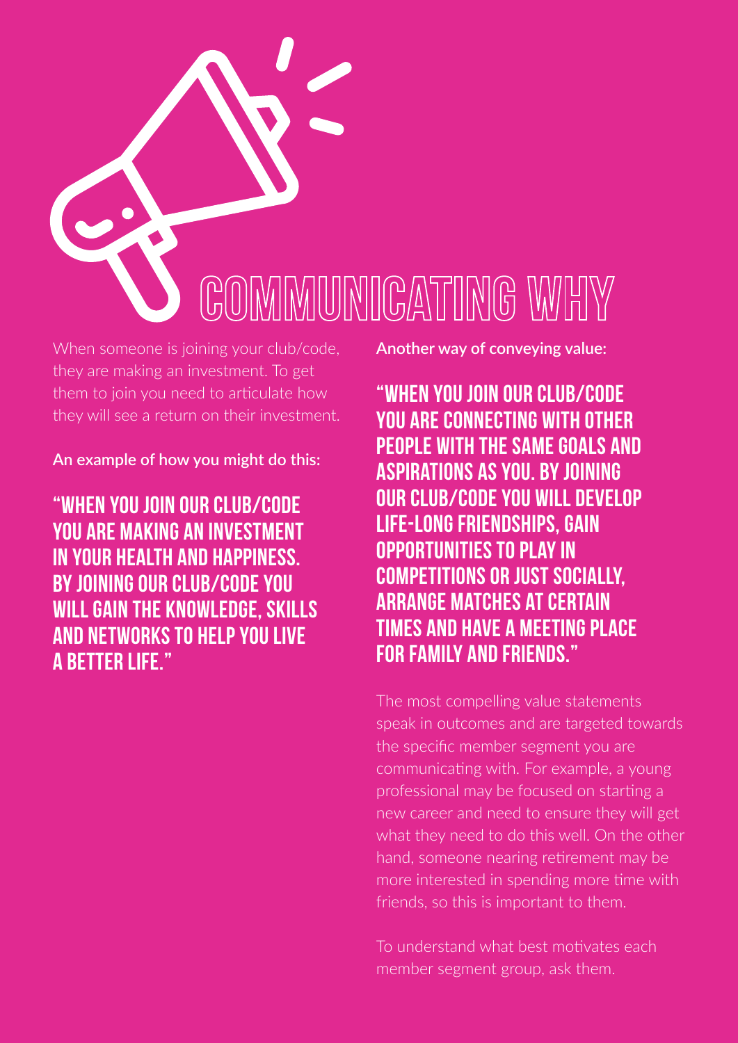# COMMUNICATING WHY

When someone is joining your club/code, they are making an investment. To get them to join you need to articulate how they will see a return on their investment.

**An example of how you might do this:**

**"WHEN YOU JOIN OUR CLUB/CODE YOU ARE MAKING AN INVESTMENT IN YOUR HEALTH AND HAPPINESS. BY JOINING OUR CLUB/CODE YOU WILL GAIN THE KNOWLEDGE, SKILLS AND NETWORKS TO HELP YOU LIVE A BETTER LIFE."**

**Another way of conveying value:**

**"WHEN YOU JOIN OUR CLUB/CODE YOU ARE CONNECTING WITH OTHER PEOPLE WITH THE SAME GOALS AND ASPIRATIONS AS YOU. BY JOINING OUR CLUB/CODE YOU WILL DEVELOP LIFE-LONG FRIENDSHIPS, GAIN OPPORTUNITIES TO PLAY IN COMPETITIONS OR JUST SOCIALLY, ARRANGE MATCHES AT CERTAIN TIMES AND HAVE A MEETING PLACE FOR FAMILY AND FRIENDS."**

The most compelling value statements speak in outcomes and are targeted towards the specific member segment you are communicating with. For example, a young professional may be focused on starting a new career and need to ensure they will get what they need to do this well. On the other hand, someone nearing retirement may be more interested in spending more time with friends, so this is important to them.

To understand what best motivates each member segment group, ask them.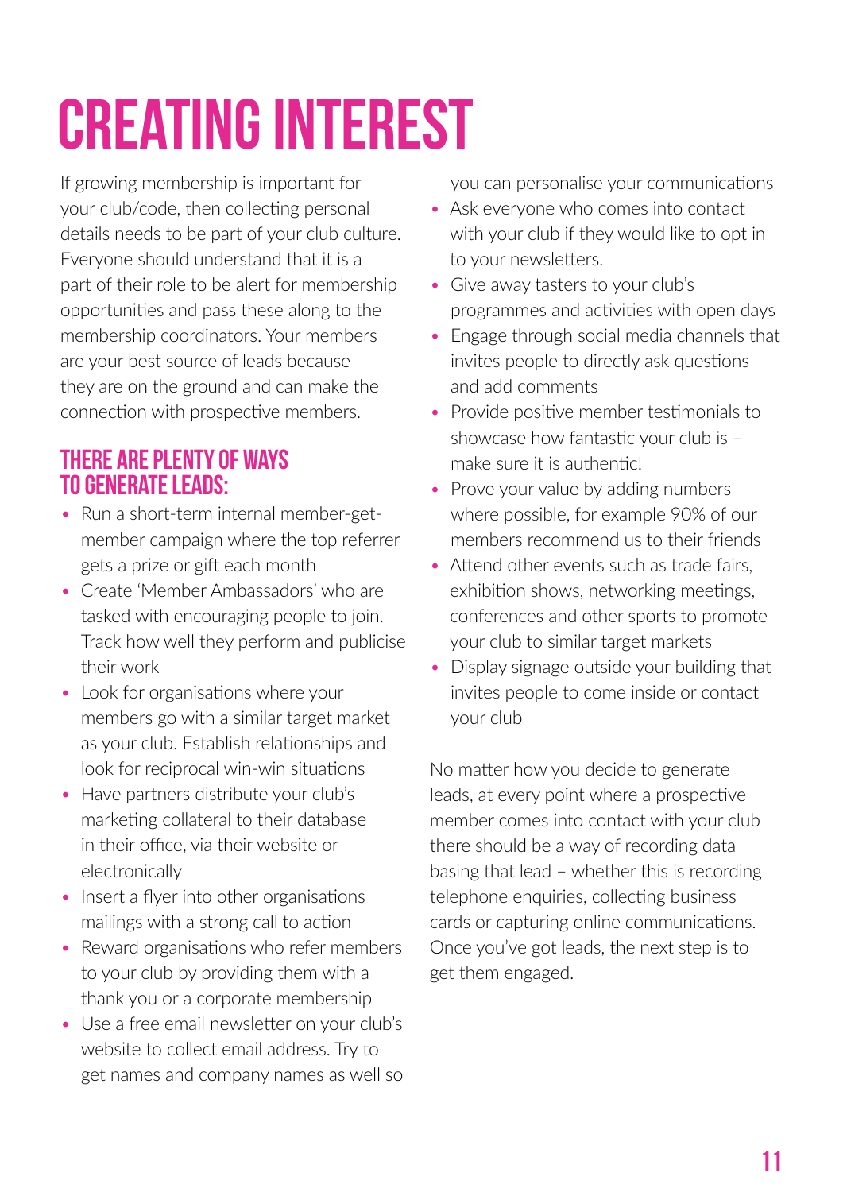# CREATING INTEREST

If growing membership is important for your club/code, then collecting personal details needs to be part of your club culture. Everyone should understand that it is a part of their role to be alert for membership opportunities and pass these along to the membership coordinators. Your members are your best source of leads because they are on the ground and can make the connection with prospective members.

## THERE ARE PLENTY OF WAYS TO GENERATE LEADS:

- Run a short-term internal member-get-member campaign where the top referrer gets a prize or gift each month
- Create 'Member Ambassadors' who are tasked with encouraging people to join. Track how well they perform and publicise their work
- Look for organisations where your members go with a similar target market as your club. Establish relationships and look for reciprocal win-win situations
- Have partners distribute your club's marketing collateral to their database in their office, via their website or electronically
- Insert a flyer into other organisations mailings with a strong call to action
- Reward organisations who refer members to your club by providing them with a thank you or a corporate membership
- Use a free email newsletter on your club's website to collect email address. Try to get names and company names as well so you can personalise your communications
- Ask everyone who comes into contact with your club if they would like to opt in to your newsletters.
- Give away tasters to your club's programmes and activities with open days
- Engage through social media channels that invites people to directly ask questions and add comments
- Provide positive member testimonials to showcase how fantastic your club is – make sure it is authentic!
- Prove your value by adding numbers where possible, for example 90% of our members recommend us to their friends
- Attend other events such as trade fairs, exhibition shows, networking meetings, conferences and other sports to promote your club to similar target markets
- Display signage outside your building that invites people to come inside or contact your club

No matter how you decide to generate leads, at every point where a prospective member comes into contact with your club there should be a way of recording data basing that lead – whether this is recording telephone enquiries, collecting business cards or capturing online communications. Once you've got leads, the next step is to get them engaged.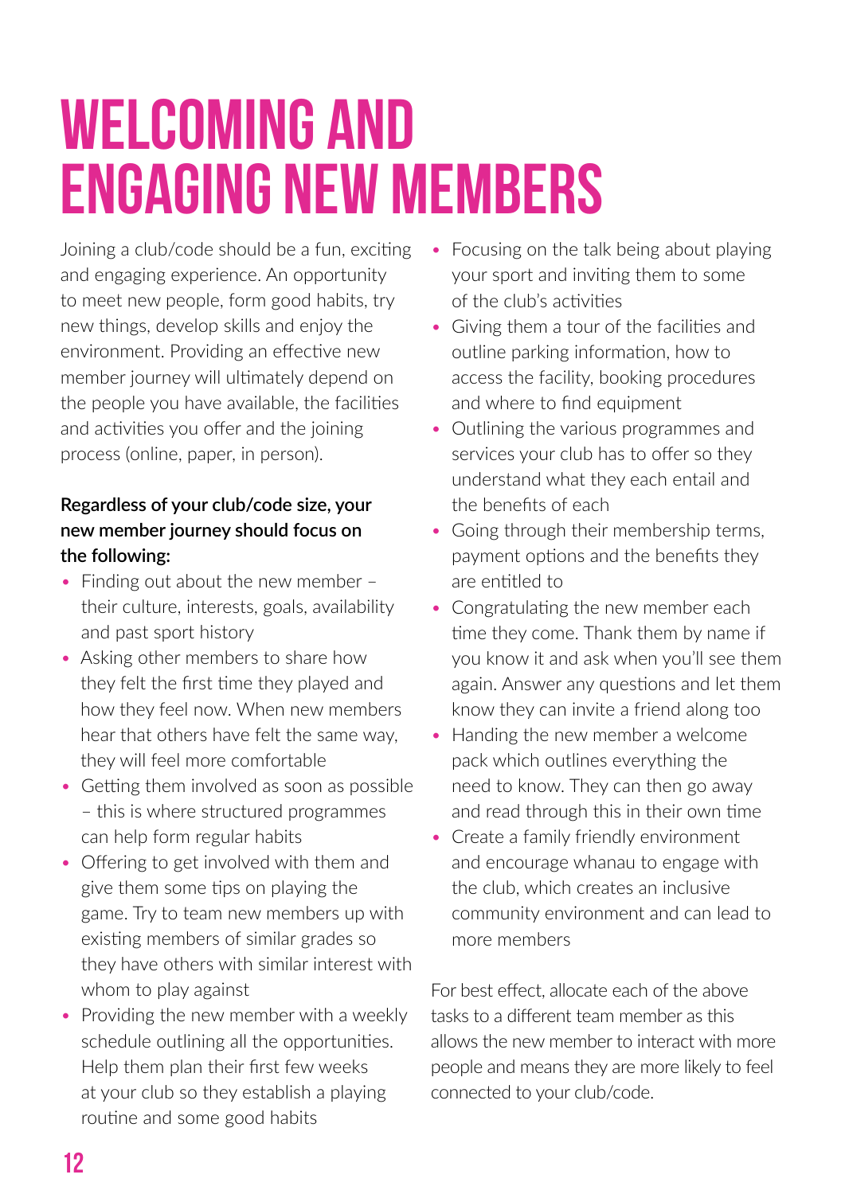# WELCOMING AND ENGAGING NEW MEMBERS

Joining a club/code should be a fun, exciting and engaging experience. An opportunity to meet new people, form good habits, try new things, develop skills and enjoy the environment. Providing an effective new member journey will ultimately depend on the people you have available, the facilities and activities you offer and the joining process (online, paper, in person).

**Regardless of your club/code size, your new member journey should focus on the following:**

- Finding out about the new member – their culture, interests, goals, availability and past sport history
- Asking other members to share how they felt the first time they played and how they feel now. When new members hear that others have felt the same way, they will feel more comfortable
- Getting them involved as soon as possible – this is where structured programmes can help form regular habits
- Offering to get involved with them and give them some tips on playing the game. Try to team new members up with existing members of similar grades so they have others with similar interest with whom to play against
- Providing the new member with a weekly schedule outlining all the opportunities. Help them plan their first few weeks at your club so they establish a playing routine and some good habits
- Focusing on the talk being about playing your sport and inviting them to some of the club's activities
- Giving them a tour of the facilities and outline parking information, how to access the facility, booking procedures and where to find equipment
- Outlining the various programmes and services your club has to offer so they understand what they each entail and the benefits of each
- Going through their membership terms, payment options and the benefits they are entitled to
- Congratulating the new member each time they come. Thank them by name if you know it and ask when you'll see them again. Answer any questions and let them know they can invite a friend along too
- Handing the new member a welcome pack which outlines everything the need to know. They can then go away and read through this in their own time
- Create a family friendly environment and encourage whanau to engage with the club, which creates an inclusive community environment and can lead to more members

For best effect, allocate each of the above tasks to a different team member as this allows the new member to interact with more people and means they are more likely to feel connected to your club/code.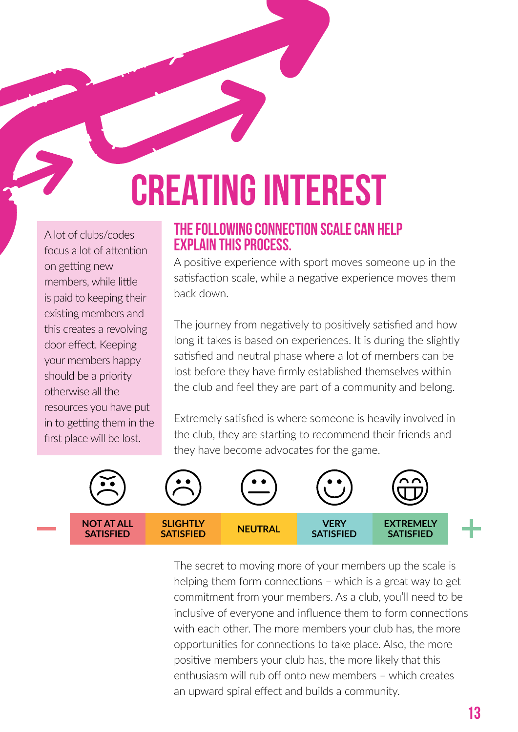# CREATING INTEREST

A lot of clubs/codes focus a lot of attention on getting new members, while little is paid to keeping their existing members and this creates a revolving door effect. Keeping your members happy should be a priority otherwise all the resources you have put in to getting them in the first place will be lost.

## THE FOLLOWING CONNECTION SCALE CAN HELP EXPLAIN THIS PROCESS.

A positive experience with sport moves someone up in the satisfaction scale, while a negative experience moves them back down.

The journey from negatively to positively satisfied and how long it takes is based on experiences. It is during the slightly satisfied and neutral phase where a lot of members can be lost before they have firmly established themselves within the club and feel they are part of a community and belong.

Extremely satisfied is where someone is heavily involved in the club, they are starting to recommend their friends and they have become advocates for the game.

| – | NOT AT ALL SATISFIED | SLIGHTLY SATISFIED | NEUTRAL | VERY SATISFIED | EXTREMELY SATISFIED | + |
|---|---|---|---|---|---|---|

The secret to moving more of your members up the scale is helping them form connections – which is a great way to get commitment from your members. As a club, you'll need to be inclusive of everyone and influence them to form connections with each other. The more members your club has, the more opportunities for connections to take place. Also, the more positive members your club has, the more likely that this enthusiasm will rub off onto new members – which creates an upward spiral effect and builds a community.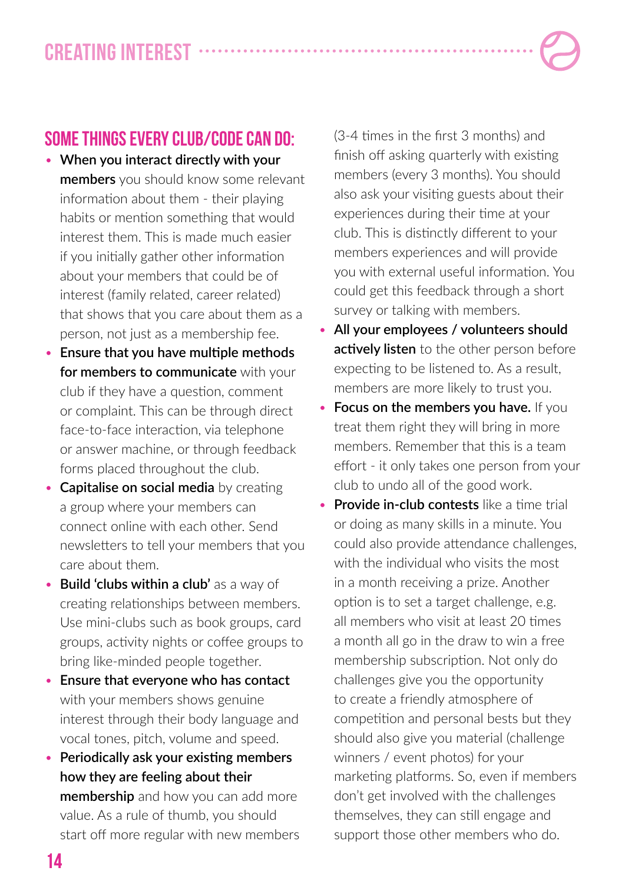# CREATING INTEREST

## SOME THINGS EVERY CLUB/CODE CAN DO:

- **When you interact directly with your members** you should know some relevant information about them - their playing habits or mention something that would interest them. This is made much easier if you initially gather other information about your members that could be of interest (family related, career related) that shows that you care about them as a person, not just as a membership fee.
- **Ensure that you have multiple methods for members to communicate** with your club if they have a question, comment or complaint. This can be through direct face-to-face interaction, via telephone or answer machine, or through feedback forms placed throughout the club.
- **Capitalise on social media** by creating a group where your members can connect online with each other. Send newsletters to tell your members that you care about them.
- **Build 'clubs within a club'** as a way of creating relationships between members. Use mini-clubs such as book groups, card groups, activity nights or coffee groups to bring like-minded people together.
- **Ensure that everyone who has contact** with your members shows genuine interest through their body language and vocal tones, pitch, volume and speed.
- **Periodically ask your existing members how they are feeling about their membership** and how you can add more value. As a rule of thumb, you should start off more regular with new members (3-4 times in the first 3 months) and finish off asking quarterly with existing members (every 3 months). You should also ask your visiting guests about their experiences during their time at your club. This is distinctly different to your members experiences and will provide you with external useful information. You could get this feedback through a short survey or talking with members.
- **All your employees / volunteers should actively listen** to the other person before expecting to be listened to. As a result, members are more likely to trust you.
- **Focus on the members you have.** If you treat them right they will bring in more members. Remember that this is a team effort - it only takes one person from your club to undo all of the good work.
- **Provide in-club contests** like a time trial or doing as many skills in a minute. You could also provide attendance challenges, with the individual who visits the most in a month receiving a prize. Another option is to set a target challenge, e.g. all members who visit at least 20 times a month all go in the draw to win a free membership subscription. Not only do challenges give you the opportunity to create a friendly atmosphere of competition and personal bests but they should also give you material (challenge winners / event photos) for your marketing platforms. So, even if members don't get involved with the challenges themselves, they can still engage and support those other members who do.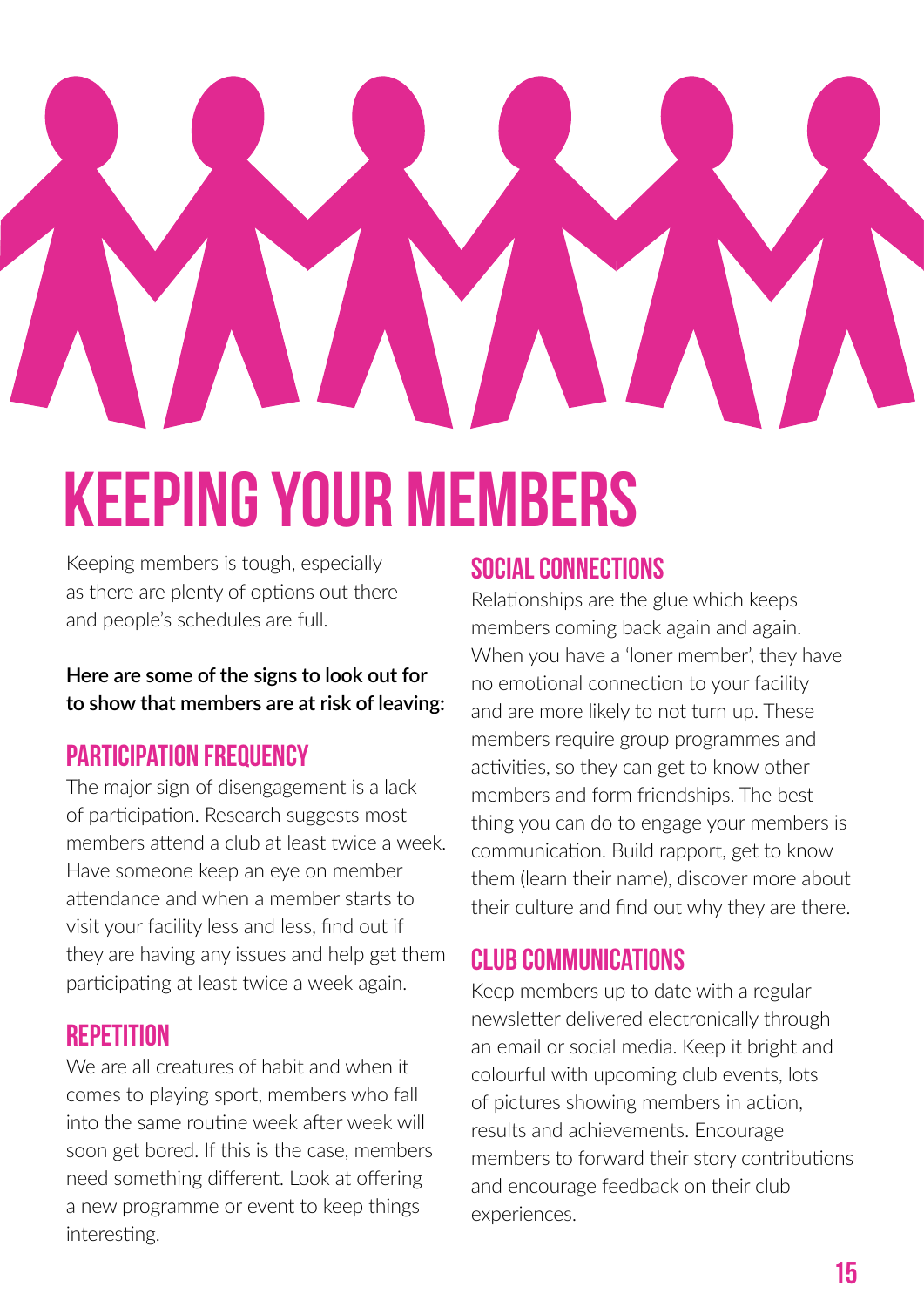# KEEPING YOUR MEMBERS

Keeping members is tough, especially as there are plenty of options out there and people's schedules are full.

**Here are some of the signs to look out for to show that members are at risk of leaving:**

## PARTICIPATION FREQUENCY

The major sign of disengagement is a lack of participation. Research suggests most members attend a club at least twice a week. Have someone keep an eye on member attendance and when a member starts to visit your facility less and less, find out if they are having any issues and help get them participating at least twice a week again.

## REPETITION

We are all creatures of habit and when it comes to playing sport, members who fall into the same routine week after week will soon get bored. If this is the case, members need something different. Look at offering a new programme or event to keep things interesting.

## SOCIAL CONNECTIONS

Relationships are the glue which keeps members coming back again and again. When you have a 'loner member', they have no emotional connection to your facility and are more likely to not turn up. These members require group programmes and activities, so they can get to know other members and form friendships. The best thing you can do to engage your members is communication. Build rapport, get to know them (learn their name), discover more about their culture and find out why they are there.

## CLUB COMMUNICATIONS

Keep members up to date with a regular newsletter delivered electronically through an email or social media. Keep it bright and colourful with upcoming club events, lots of pictures showing members in action, results and achievements. Encourage members to forward their story contributions and encourage feedback on their club experiences.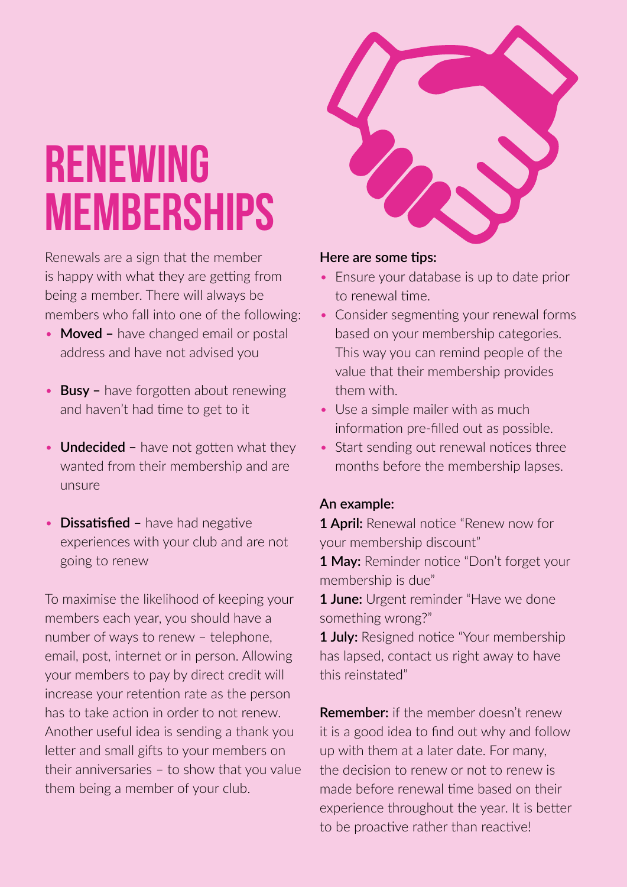# RENEWING MEMBERSHIPS

Renewals are a sign that the member is happy with what they are getting from being a member. There will always be members who fall into one of the following:

- **Moved –** have changed email or postal address and have not advised you
- **Busy –** have forgotten about renewing and haven't had time to get to it
- **Undecided –** have not gotten what they wanted from their membership and are unsure
- **Dissatisfied –** have had negative experiences with your club and are not going to renew

To maximise the likelihood of keeping your members each year, you should have a number of ways to renew – telephone, email, post, internet or in person. Allowing your members to pay by direct credit will increase your retention rate as the person has to take action in order to not renew. Another useful idea is sending a thank you letter and small gifts to your members on their anniversaries – to show that you value them being a member of your club.

**Here are some tips:**

- Ensure your database is up to date prior to renewal time.
- Consider segmenting your renewal forms based on your membership categories. This way you can remind people of the value that their membership provides them with.
- Use a simple mailer with as much information pre-filled out as possible.
- Start sending out renewal notices three months before the membership lapses.

**An example:**

**1 April:** Renewal notice "Renew now for your membership discount"

**1 May:** Reminder notice "Don't forget your membership is due"

**1 June:** Urgent reminder "Have we done something wrong?"

**1 July:** Resigned notice "Your membership has lapsed, contact us right away to have this reinstated"

**Remember:** if the member doesn't renew it is a good idea to find out why and follow up with them at a later date. For many, the decision to renew or not to renew is made before renewal time based on their experience throughout the year. It is better to be proactive rather than reactive!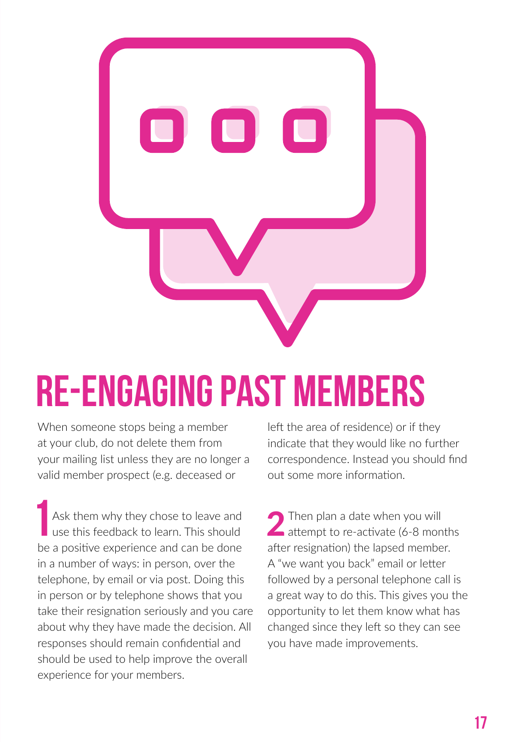# RE-ENGAGING PAST MEMBERS

When someone stops being a member at your club, do not delete them from your mailing list unless they are no longer a valid member prospect (e.g. deceased or left the area of residence) or if they indicate that they would like no further correspondence. Instead you should find out some more information.

1. Ask them why they chose to leave and use this feedback to learn. This should be a positive experience and can be done in a number of ways: in person, over the telephone, by email or via post. Doing this in person or by telephone shows that you take their resignation seriously and you care about why they have made the decision. All responses should remain confidential and should be used to help improve the overall experience for your members.

2. Then plan a date when you will attempt to re-activate (6-8 months after resignation) the lapsed member. A "we want you back" email or letter followed by a personal telephone call is a great way to do this. This gives you the opportunity to let them know what has changed since they left so they can see you have made improvements.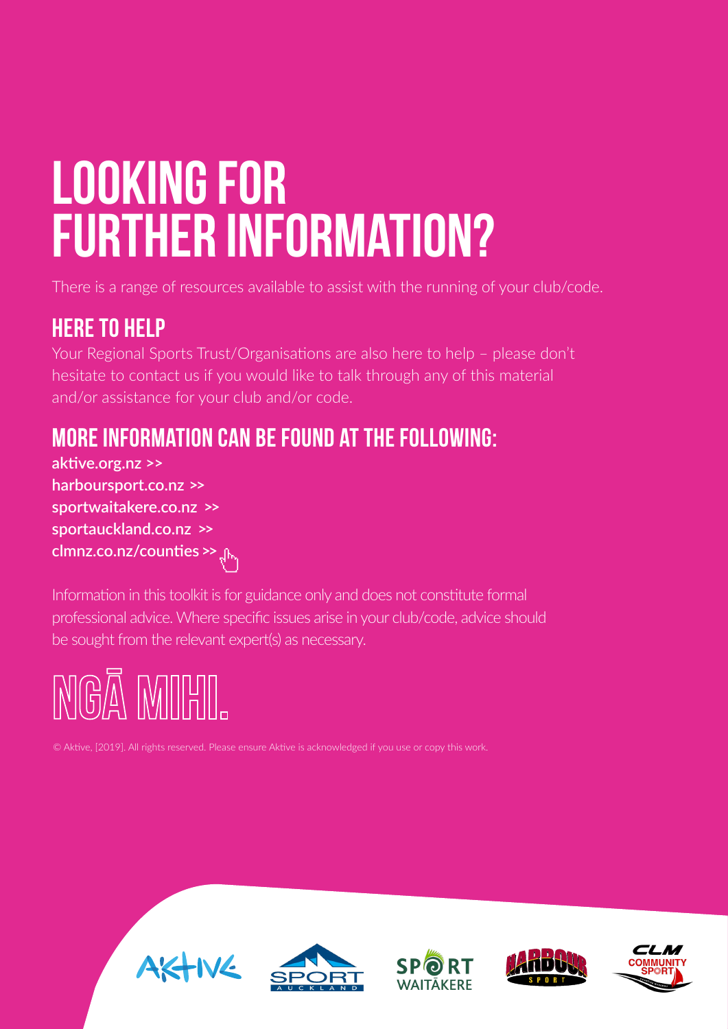# LOOKING FOR FURTHER INFORMATION?

There is a range of resources available to assist with the running of your club/code.

## HERE TO HELP

Your Regional Sports Trust/Organisations are also here to help – please don't hesitate to contact us if you would like to talk through any of this material and/or assistance for your club and/or code.

## MORE INFORMATION CAN BE FOUND AT THE FOLLOWING:

**aktive.org.nz >>**
**harboursport.co.nz >>**
**sportwaitakere.co.nz >>**
**sportauckland.co.nz >>**
**clmnz.co.nz/counties >>**

Information in this toolkit is for guidance only and does not constitute formal professional advice. Where specific issues arise in your club/code, advice should be sought from the relevant expert(s) as necessary.

# NGĀ MIHI.

© Aktive, [2019]. All rights reserved. Please ensure Aktive is acknowledged if you use or copy this work.